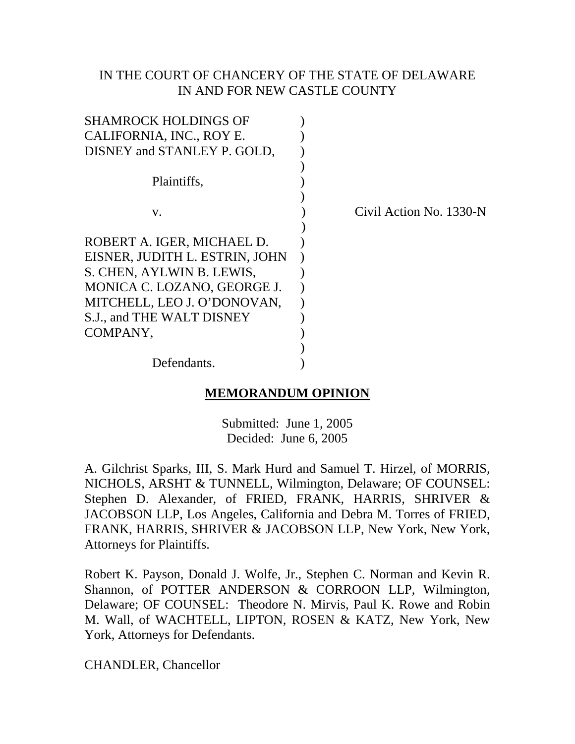IN THE COURT OF CHANCERY OF THE STATE OF DELAWARE
IN AND FOR NEW CASTLE COUNTY

| | | |
|---|---|---|
| SHAMROCK HOLDINGS OF CALIFORNIA, INC., ROY E. DISNEY and STANLEY P. GOLD, | ) | |
| Plaintiffs, | ) | |
| v. | ) | Civil Action No. 1330-N |
| ROBERT A. IGER, MICHAEL D. EISNER, JUDITH L. ESTRIN, JOHN S. CHEN, AYLWIN B. LEWIS, MONICA C. LOZANO, GEORGE J. MITCHELL, LEO J. O'DONOVAN, S.J., and THE WALT DISNEY COMPANY, | ) | |
| Defendants. | ) | |

## MEMORANDUM OPINION

Submitted: June 1, 2005
Decided: June 6, 2005

A. Gilchrist Sparks, III, S. Mark Hurd and Samuel T. Hirzel, of MORRIS, NICHOLS, ARSHT & TUNNELL, Wilmington, Delaware; OF COUNSEL: Stephen D. Alexander, of FRIED, FRANK, HARRIS, SHRIVER & JACOBSON LLP, Los Angeles, California and Debra M. Torres of FRIED, FRANK, HARRIS, SHRIVER & JACOBSON LLP, New York, New York, Attorneys for Plaintiffs.

Robert K. Payson, Donald J. Wolfe, Jr., Stephen C. Norman and Kevin R. Shannon, of POTTER ANDERSON & CORROON LLP, Wilmington, Delaware; OF COUNSEL: Theodore N. Mirvis, Paul K. Rowe and Robin M. Wall, of WACHTELL, LIPTON, ROSEN & KATZ, New York, New York, Attorneys for Defendants.

CHANDLER, Chancellor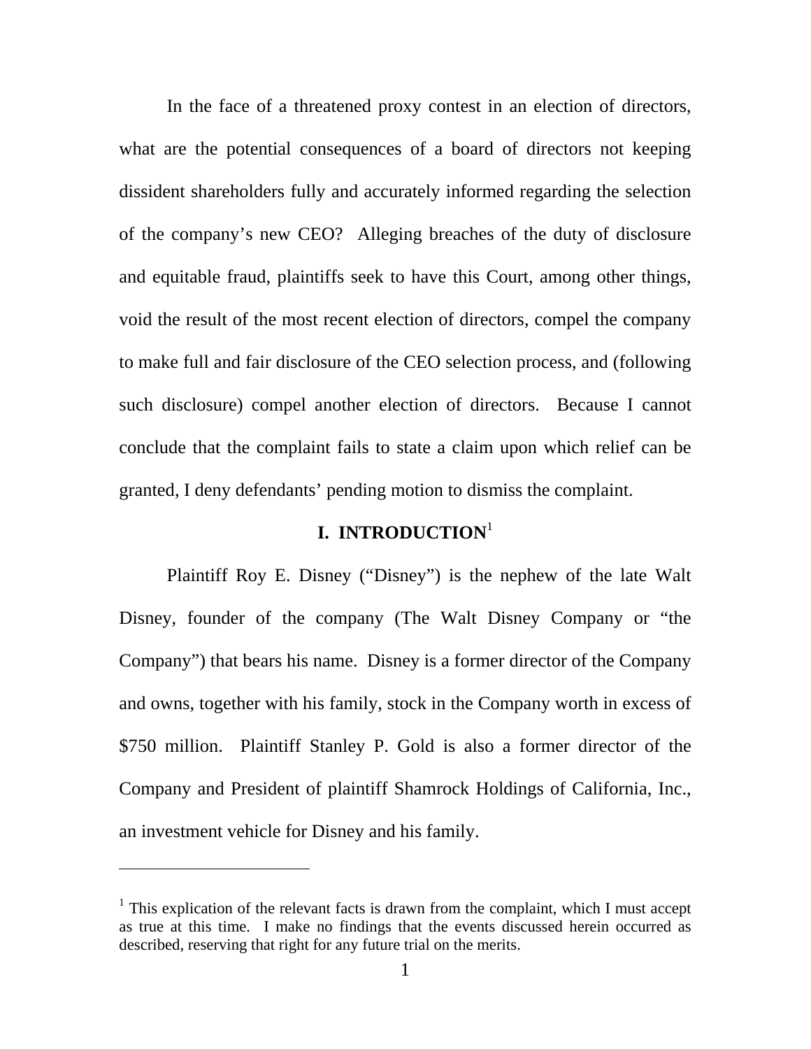In the face of a threatened proxy contest in an election of directors, what are the potential consequences of a board of directors not keeping dissident shareholders fully and accurately informed regarding the selection of the company's new CEO? Alleging breaches of the duty of disclosure and equitable fraud, plaintiffs seek to have this Court, among other things, void the result of the most recent election of directors, compel the company to make full and fair disclosure of the CEO selection process, and (following such disclosure) compel another election of directors. Because I cannot conclude that the complaint fails to state a claim upon which relief can be granted, I deny defendants' pending motion to dismiss the complaint.

## I. INTRODUCTION[1]

Plaintiff Roy E. Disney ("Disney") is the nephew of the late Walt Disney, founder of the company (The Walt Disney Company or "the Company") that bears his name. Disney is a former director of the Company and owns, together with his family, stock in the Company worth in excess of $750 million. Plaintiff Stanley P. Gold is also a former director of the Company and President of plaintiff Shamrock Holdings of California, Inc., an investment vehicle for Disney and his family.

---

[1] This explication of the relevant facts is drawn from the complaint, which I must accept as true at this time. I make no findings that the events discussed herein occurred as described, reserving that right for any future trial on the merits.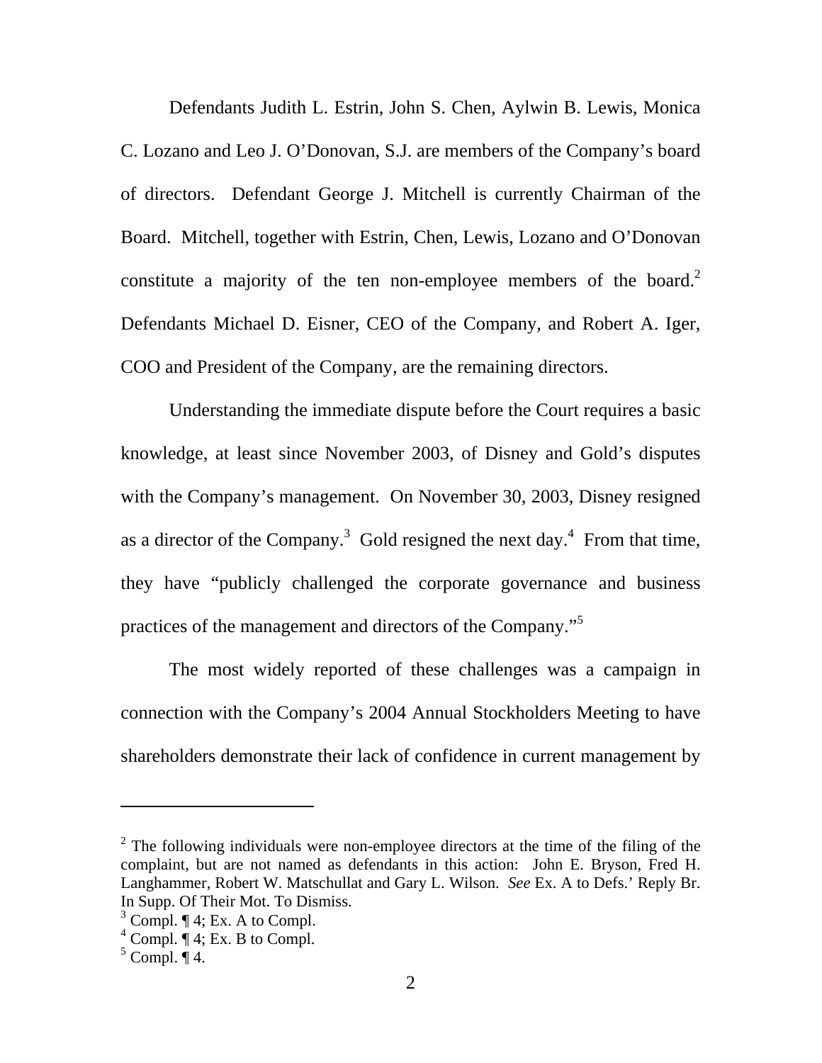Defendants Judith L. Estrin, John S. Chen, Aylwin B. Lewis, Monica C. Lozano and Leo J. O'Donovan, S.J. are members of the Company's board of directors. Defendant George J. Mitchell is currently Chairman of the Board. Mitchell, together with Estrin, Chen, Lewis, Lozano and O'Donovan constitute a majority of the ten non-employee members of the board.[2] Defendants Michael D. Eisner, CEO of the Company, and Robert A. Iger, COO and President of the Company, are the remaining directors.

Understanding the immediate dispute before the Court requires a basic knowledge, at least since November 2003, of Disney and Gold's disputes with the Company's management. On November 30, 2003, Disney resigned as a director of the Company.[3] Gold resigned the next day.[4] From that time, they have "publicly challenged the corporate governance and business practices of the management and directors of the Company."[5]

The most widely reported of these challenges was a campaign in connection with the Company's 2004 Annual Stockholders Meeting to have shareholders demonstrate their lack of confidence in current management by

---

[2] The following individuals were non-employee directors at the time of the filing of the complaint, but are not named as defendants in this action: John E. Bryson, Fred H. Langhammer, Robert W. Matschullat and Gary L. Wilson. *See* Ex. A to Defs.' Reply Br. In Supp. Of Their Mot. To Dismiss.

[3] Compl. ¶ 4; Ex. A to Compl.

[4] Compl. ¶ 4; Ex. B to Compl.

[5] Compl. ¶ 4.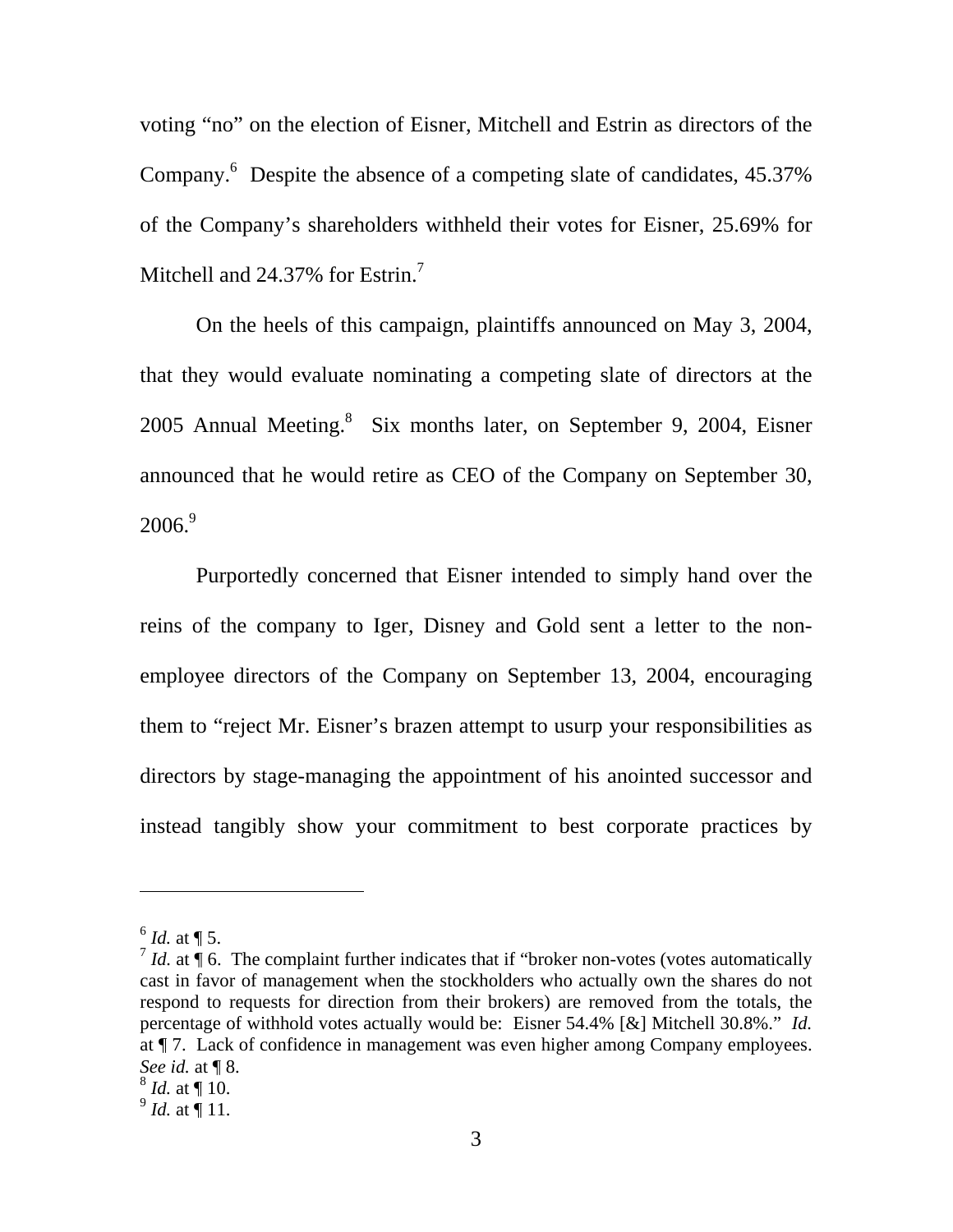voting "no" on the election of Eisner, Mitchell and Estrin as directors of the Company.[6] Despite the absence of a competing slate of candidates, 45.37% of the Company's shareholders withheld their votes for Eisner, 25.69% for Mitchell and 24.37% for Estrin.[7]

On the heels of this campaign, plaintiffs announced on May 3, 2004, that they would evaluate nominating a competing slate of directors at the 2005 Annual Meeting.[8] Six months later, on September 9, 2004, Eisner announced that he would retire as CEO of the Company on September 30, 2006.[9]

Purportedly concerned that Eisner intended to simply hand over the reins of the company to Iger, Disney and Gold sent a letter to the non-employee directors of the Company on September 13, 2004, encouraging them to "reject Mr. Eisner's brazen attempt to usurp your responsibilities as directors by stage-managing the appointment of his anointed successor and instead tangibly show your commitment to best corporate practices by

---

[6] *Id.* at ¶ 5.

[7] *Id.* at ¶ 6. The complaint further indicates that if "broker non-votes (votes automatically cast in favor of management when the stockholders who actually own the shares do not respond to requests for direction from their brokers) are removed from the totals, the percentage of withhold votes actually would be: Eisner 54.4% [&] Mitchell 30.8%." *Id.* at ¶ 7. Lack of confidence in management was even higher among Company employees. *See id.* at ¶ 8.

[8] *Id.* at ¶ 10.

[9] *Id.* at ¶ 11.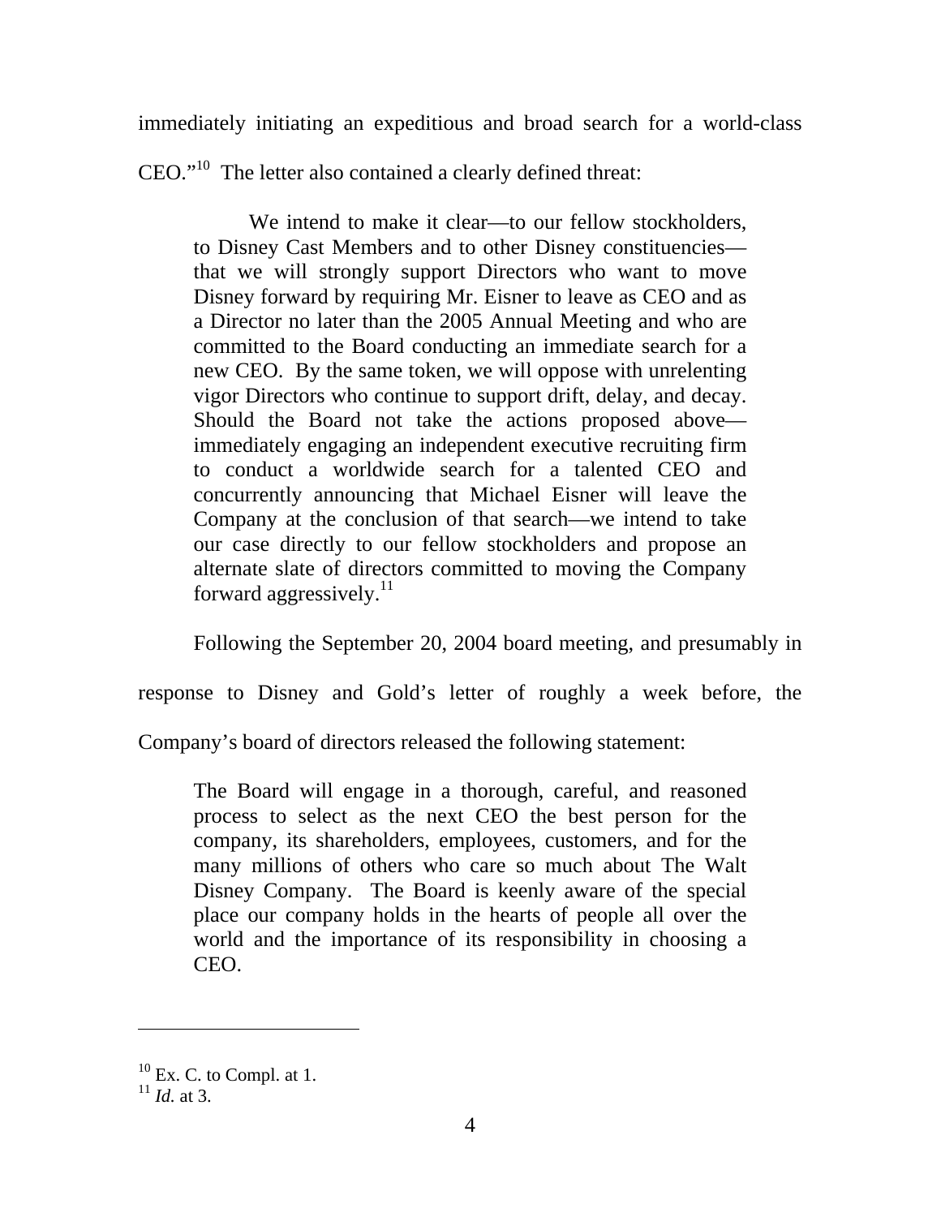immediately initiating an expeditious and broad search for a world-class CEO."[10] The letter also contained a clearly defined threat:

> We intend to make it clear—to our fellow stockholders, to Disney Cast Members and to other Disney constituencies—that we will strongly support Directors who want to move Disney forward by requiring Mr. Eisner to leave as CEO and as a Director no later than the 2005 Annual Meeting and who are committed to the Board conducting an immediate search for a new CEO. By the same token, we will oppose with unrelenting vigor Directors who continue to support drift, delay, and decay. Should the Board not take the actions proposed above—immediately engaging an independent executive recruiting firm to conduct a worldwide search for a talented CEO and concurrently announcing that Michael Eisner will leave the Company at the conclusion of that search—we intend to take our case directly to our fellow stockholders and propose an alternate slate of directors committed to moving the Company forward aggressively.[11]

Following the September 20, 2004 board meeting, and presumably in response to Disney and Gold's letter of roughly a week before, the Company's board of directors released the following statement:

> The Board will engage in a thorough, careful, and reasoned process to select as the next CEO the best person for the company, its shareholders, employees, customers, and for the many millions of others who care so much about The Walt Disney Company. The Board is keenly aware of the special place our company holds in the hearts of people all over the world and the importance of its responsibility in choosing a CEO.

---

[10] Ex. C. to Compl. at 1.

[11] *Id.* at 3.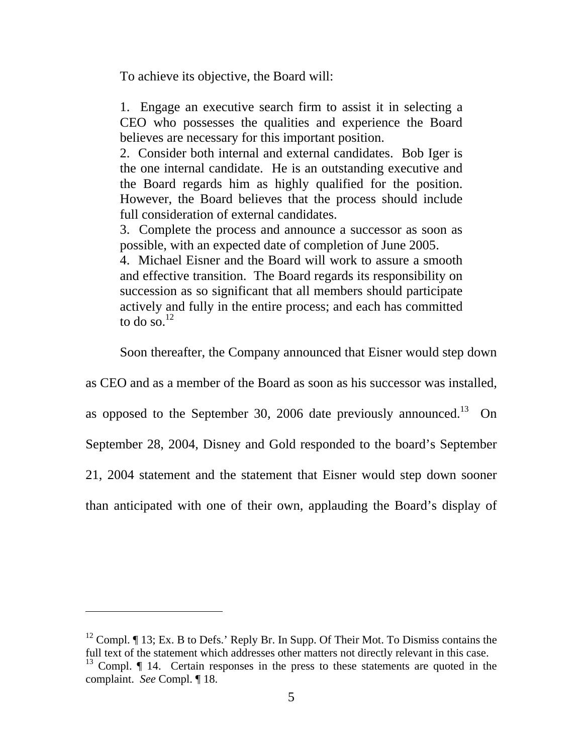To achieve its objective, the Board will:

> 1. Engage an executive search firm to assist it in selecting a CEO who possesses the qualities and experience the Board believes are necessary for this important position.
> 2. Consider both internal and external candidates. Bob Iger is the one internal candidate. He is an outstanding executive and the Board regards him as highly qualified for the position. However, the Board believes that the process should include full consideration of external candidates.
> 3. Complete the process and announce a successor as soon as possible, with an expected date of completion of June 2005.
> 4. Michael Eisner and the Board will work to assure a smooth and effective transition. The Board regards its responsibility on succession as so significant that all members should participate actively and fully in the entire process; and each has committed to do so.[12]

Soon thereafter, the Company announced that Eisner would step down as CEO and as a member of the Board as soon as his successor was installed, as opposed to the September 30, 2006 date previously announced.[13] On September 28, 2004, Disney and Gold responded to the board's September 21, 2004 statement and the statement that Eisner would step down sooner than anticipated with one of their own, applauding the Board's display of

---

[12] Compl. ¶ 13; Ex. B to Defs.' Reply Br. In Supp. Of Their Mot. To Dismiss contains the full text of the statement which addresses other matters not directly relevant in this case.

[13] Compl. ¶ 14. Certain responses in the press to these statements are quoted in the complaint. *See* Compl. ¶ 18.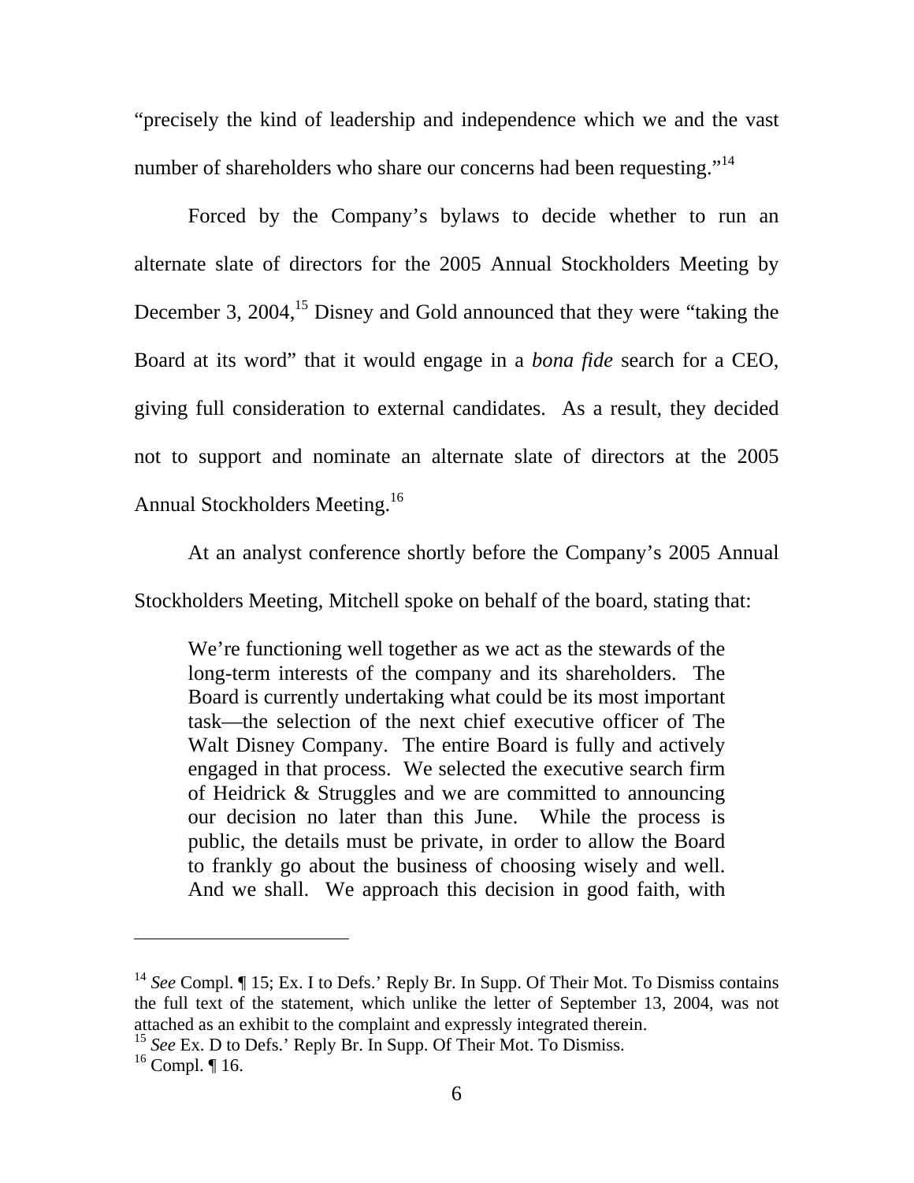"precisely the kind of leadership and independence which we and the vast number of shareholders who share our concerns had been requesting."[14]

Forced by the Company's bylaws to decide whether to run an alternate slate of directors for the 2005 Annual Stockholders Meeting by December 3, 2004,[15] Disney and Gold announced that they were "taking the Board at its word" that it would engage in a *bona fide* search for a CEO, giving full consideration to external candidates. As a result, they decided not to support and nominate an alternate slate of directors at the 2005 Annual Stockholders Meeting.[16]

At an analyst conference shortly before the Company's 2005 Annual Stockholders Meeting, Mitchell spoke on behalf of the board, stating that:

> We're functioning well together as we act as the stewards of the long-term interests of the company and its shareholders. The Board is currently undertaking what could be its most important task—the selection of the next chief executive officer of The Walt Disney Company. The entire Board is fully and actively engaged in that process. We selected the executive search firm of Heidrick & Struggles and we are committed to announcing our decision no later than this June. While the process is public, the details must be private, in order to allow the Board to frankly go about the business of choosing wisely and well. And we shall. We approach this decision in good faith, with

---

[14] *See* Compl. ¶ 15; Ex. I to Defs.' Reply Br. In Supp. Of Their Mot. To Dismiss contains the full text of the statement, which unlike the letter of September 13, 2004, was not attached as an exhibit to the complaint and expressly integrated therein.

[15] *See* Ex. D to Defs.' Reply Br. In Supp. Of Their Mot. To Dismiss.

[16] Compl. ¶ 16.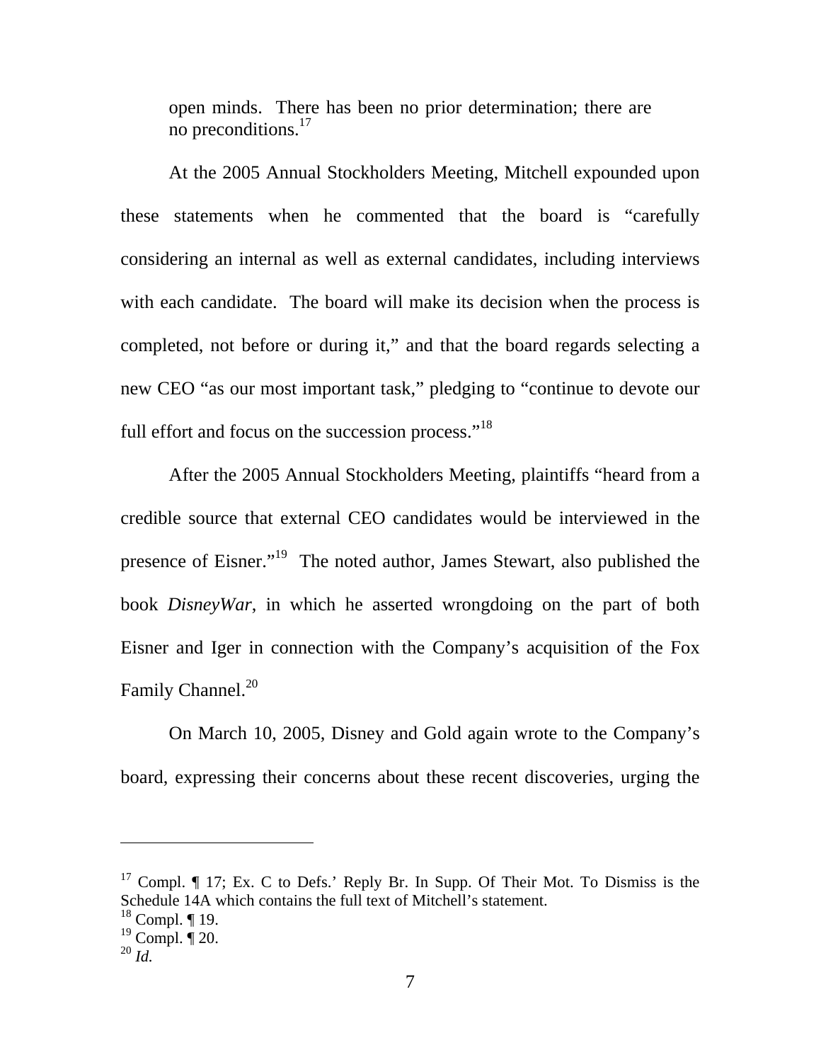open minds. There has been no prior determination; there are no preconditions.[17]

At the 2005 Annual Stockholders Meeting, Mitchell expounded upon these statements when he commented that the board is "carefully considering an internal as well as external candidates, including interviews with each candidate. The board will make its decision when the process is completed, not before or during it," and that the board regards selecting a new CEO "as our most important task," pledging to "continue to devote our full effort and focus on the succession process."[18]

After the 2005 Annual Stockholders Meeting, plaintiffs "heard from a credible source that external CEO candidates would be interviewed in the presence of Eisner."[19] The noted author, James Stewart, also published the book *DisneyWar*, in which he asserted wrongdoing on the part of both Eisner and Iger in connection with the Company's acquisition of the Fox Family Channel.[20]

On March 10, 2005, Disney and Gold again wrote to the Company's board, expressing their concerns about these recent discoveries, urging the

---

[17] Compl. ¶ 17; Ex. C to Defs.' Reply Br. In Supp. Of Their Mot. To Dismiss is the Schedule 14A which contains the full text of Mitchell's statement.

[18] Compl. ¶ 19.

[19] Compl. ¶ 20.

[20] *Id.*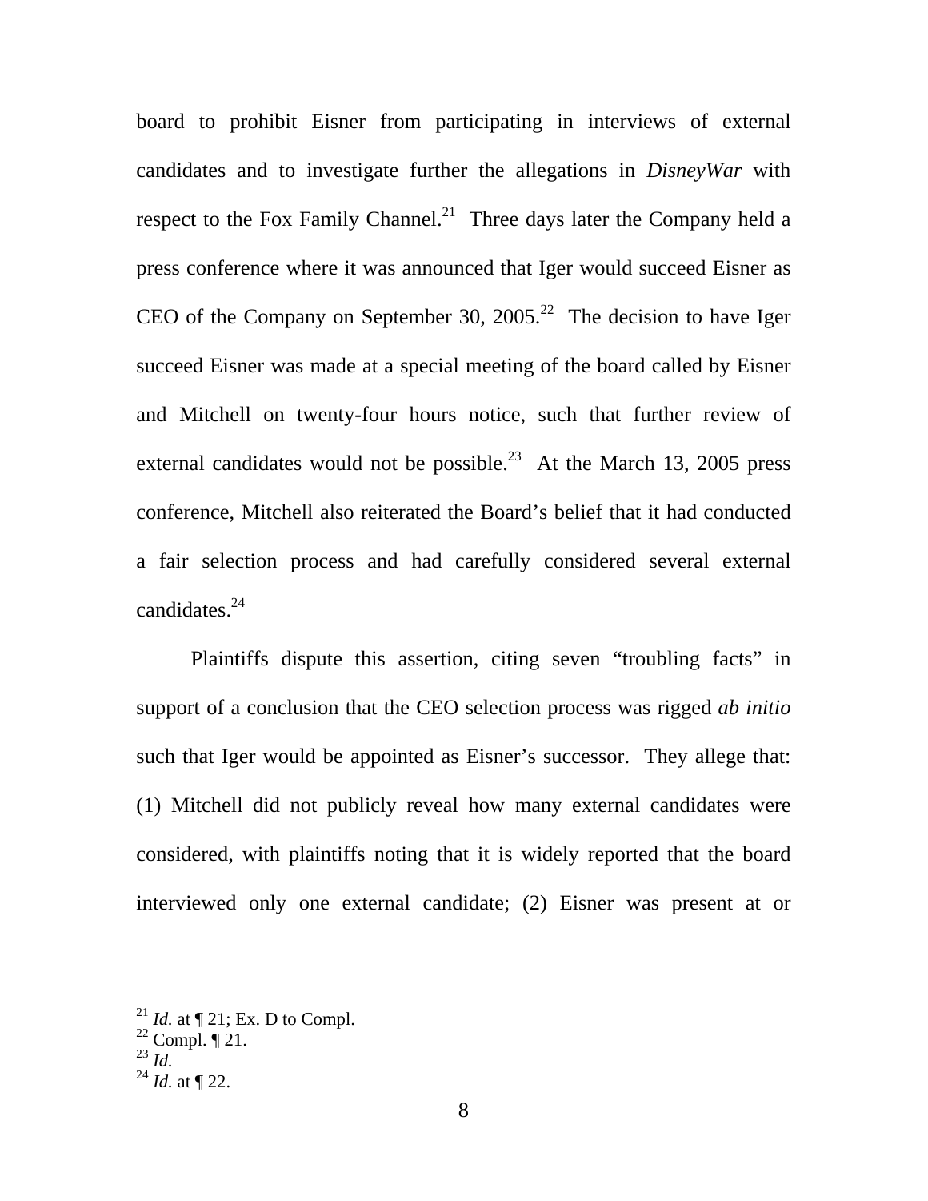board to prohibit Eisner from participating in interviews of external candidates and to investigate further the allegations in *DisneyWar* with respect to the Fox Family Channel.[21] Three days later the Company held a press conference where it was announced that Iger would succeed Eisner as CEO of the Company on September 30, 2005.[22] The decision to have Iger succeed Eisner was made at a special meeting of the board called by Eisner and Mitchell on twenty-four hours notice, such that further review of external candidates would not be possible.[23] At the March 13, 2005 press conference, Mitchell also reiterated the Board's belief that it had conducted a fair selection process and had carefully considered several external candidates.[24]

Plaintiffs dispute this assertion, citing seven "troubling facts" in support of a conclusion that the CEO selection process was rigged *ab initio* such that Iger would be appointed as Eisner's successor. They allege that: (1) Mitchell did not publicly reveal how many external candidates were considered, with plaintiffs noting that it is widely reported that the board interviewed only one external candidate; (2) Eisner was present at or

---

[21] *Id.* at ¶ 21; Ex. D to Compl.
[22] Compl. ¶ 21.
[23] *Id.*
[24] *Id.* at ¶ 22.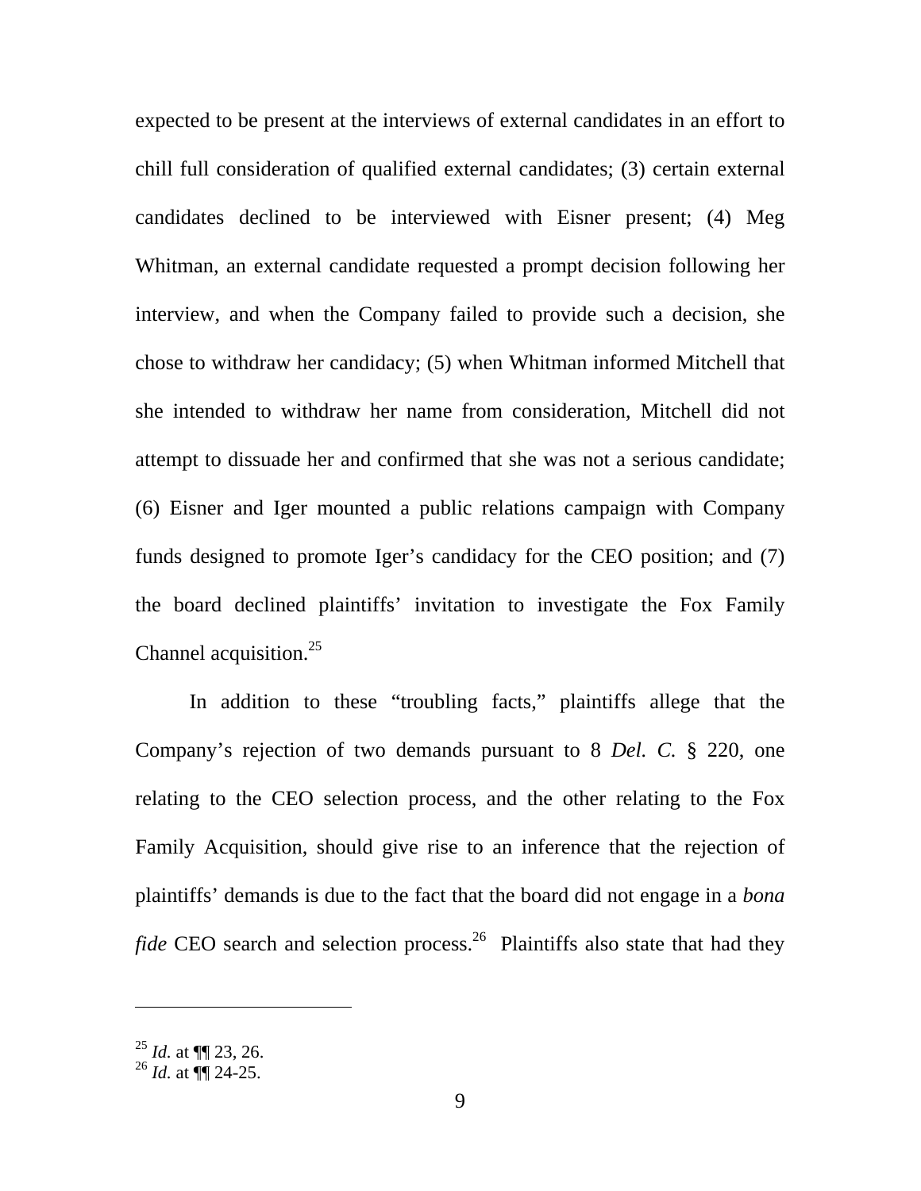expected to be present at the interviews of external candidates in an effort to chill full consideration of qualified external candidates; (3) certain external candidates declined to be interviewed with Eisner present; (4) Meg Whitman, an external candidate requested a prompt decision following her interview, and when the Company failed to provide such a decision, she chose to withdraw her candidacy; (5) when Whitman informed Mitchell that she intended to withdraw her name from consideration, Mitchell did not attempt to dissuade her and confirmed that she was not a serious candidate; (6) Eisner and Iger mounted a public relations campaign with Company funds designed to promote Iger's candidacy for the CEO position; and (7) the board declined plaintiffs' invitation to investigate the Fox Family Channel acquisition.[25]

In addition to these "troubling facts," plaintiffs allege that the Company's rejection of two demands pursuant to 8 *Del. C.* § 220, one relating to the CEO selection process, and the other relating to the Fox Family Acquisition, should give rise to an inference that the rejection of plaintiffs' demands is due to the fact that the board did not engage in a *bona fide* CEO search and selection process.[26] Plaintiffs also state that had they

---

[25] *Id.* at ¶¶ 23, 26.

[26] *Id.* at ¶¶ 24-25.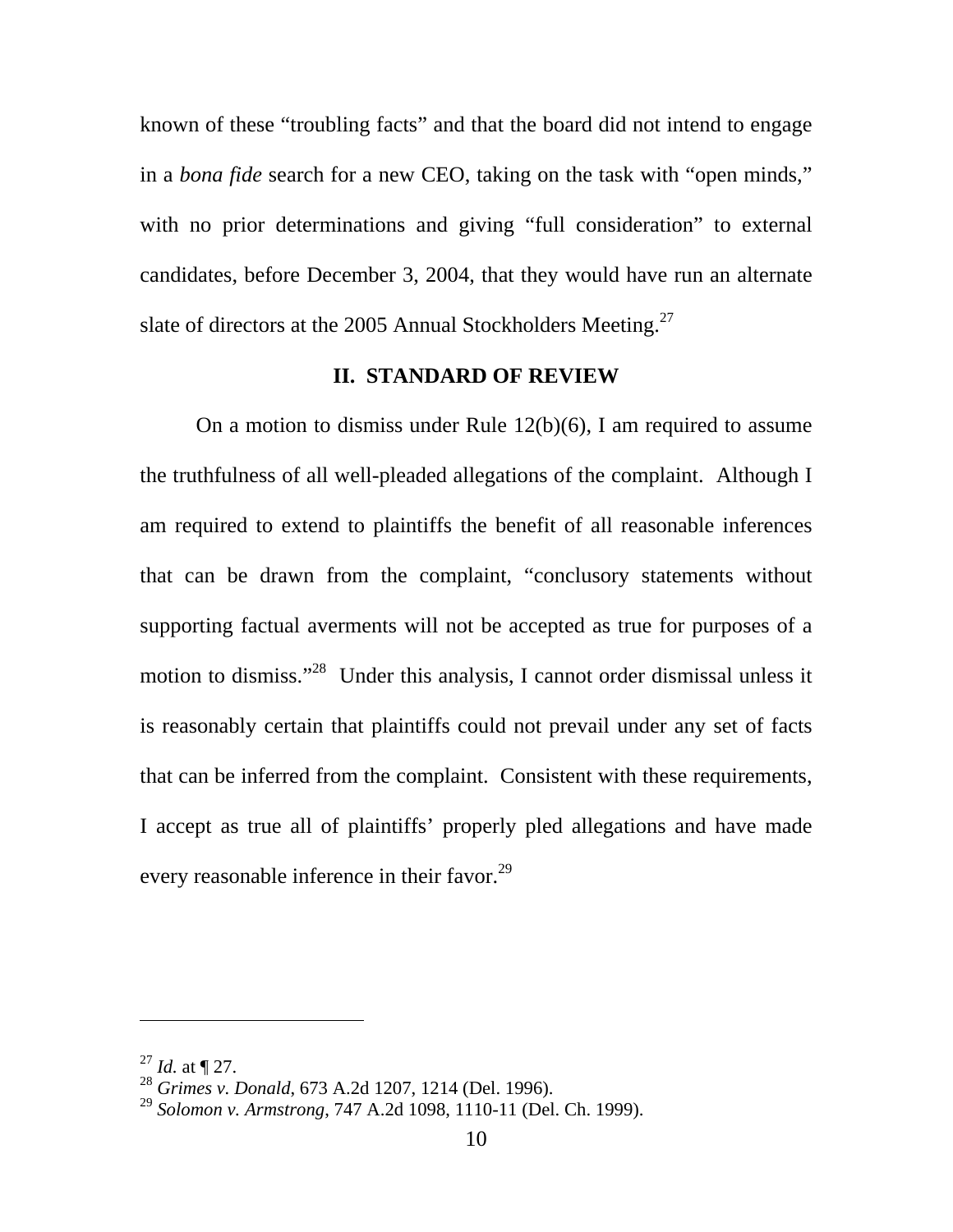known of these "troubling facts" and that the board did not intend to engage in a *bona fide* search for a new CEO, taking on the task with "open minds," with no prior determinations and giving "full consideration" to external candidates, before December 3, 2004, that they would have run an alternate slate of directors at the 2005 Annual Stockholders Meeting.[27]

## II. STANDARD OF REVIEW

On a motion to dismiss under Rule 12(b)(6), I am required to assume the truthfulness of all well-pleaded allegations of the complaint. Although I am required to extend to plaintiffs the benefit of all reasonable inferences that can be drawn from the complaint, "conclusory statements without supporting factual averments will not be accepted as true for purposes of a motion to dismiss."[28] Under this analysis, I cannot order dismissal unless it is reasonably certain that plaintiffs could not prevail under any set of facts that can be inferred from the complaint. Consistent with these requirements, I accept as true all of plaintiffs' properly pled allegations and have made every reasonable inference in their favor.[29]

---

[27] *Id.* at ¶ 27.
[28] *Grimes v. Donald*, 673 A.2d 1207, 1214 (Del. 1996).
[29] *Solomon v. Armstrong*, 747 A.2d 1098, 1110-11 (Del. Ch. 1999).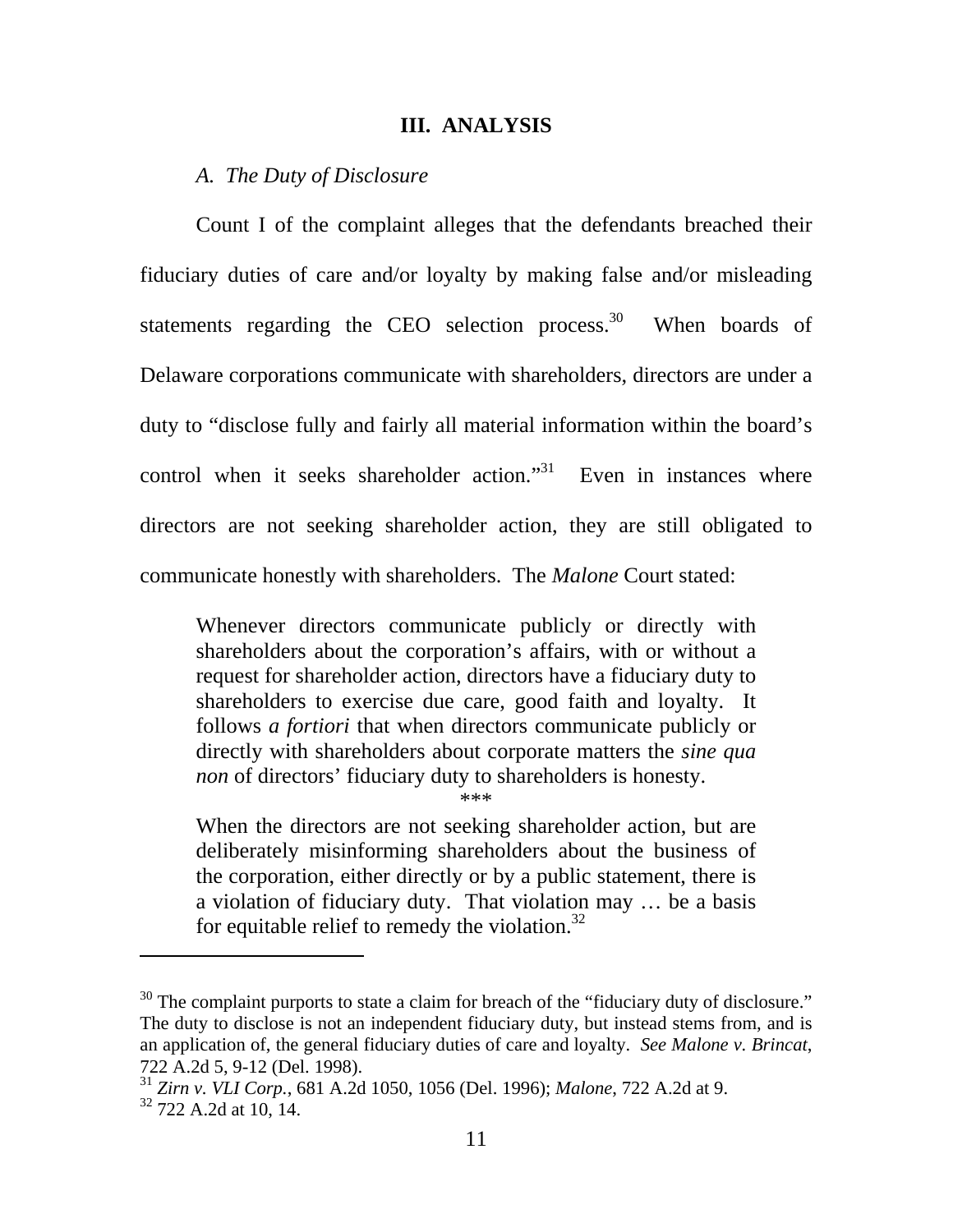## III. ANALYSIS

### *A. The Duty of Disclosure*

Count I of the complaint alleges that the defendants breached their fiduciary duties of care and/or loyalty by making false and/or misleading statements regarding the CEO selection process.[30] When boards of Delaware corporations communicate with shareholders, directors are under a duty to "disclose fully and fairly all material information within the board's control when it seeks shareholder action."[31] Even in instances where directors are not seeking shareholder action, they are still obligated to communicate honestly with shareholders. The *Malone* Court stated:

> Whenever directors communicate publicly or directly with shareholders about the corporation's affairs, with or without a request for shareholder action, directors have a fiduciary duty to shareholders to exercise due care, good faith and loyalty. It follows *a fortiori* that when directors communicate publicly or directly with shareholders about corporate matters the *sine qua non* of directors' fiduciary duty to shareholders is honesty.
>
> \*\*\*
>
> When the directors are not seeking shareholder action, but are deliberately misinforming shareholders about the business of the corporation, either directly or by a public statement, there is a violation of fiduciary duty. That violation may … be a basis for equitable relief to remedy the violation.[32]

---

[30] The complaint purports to state a claim for breach of the "fiduciary duty of disclosure." The duty to disclose is not an independent fiduciary duty, but instead stems from, and is an application of, the general fiduciary duties of care and loyalty. *See Malone v. Brincat*, 722 A.2d 5, 9-12 (Del. 1998).

[31] *Zirn v. VLI Corp.*, 681 A.2d 1050, 1056 (Del. 1996); *Malone*, 722 A.2d at 9.

[32] 722 A.2d at 10, 14.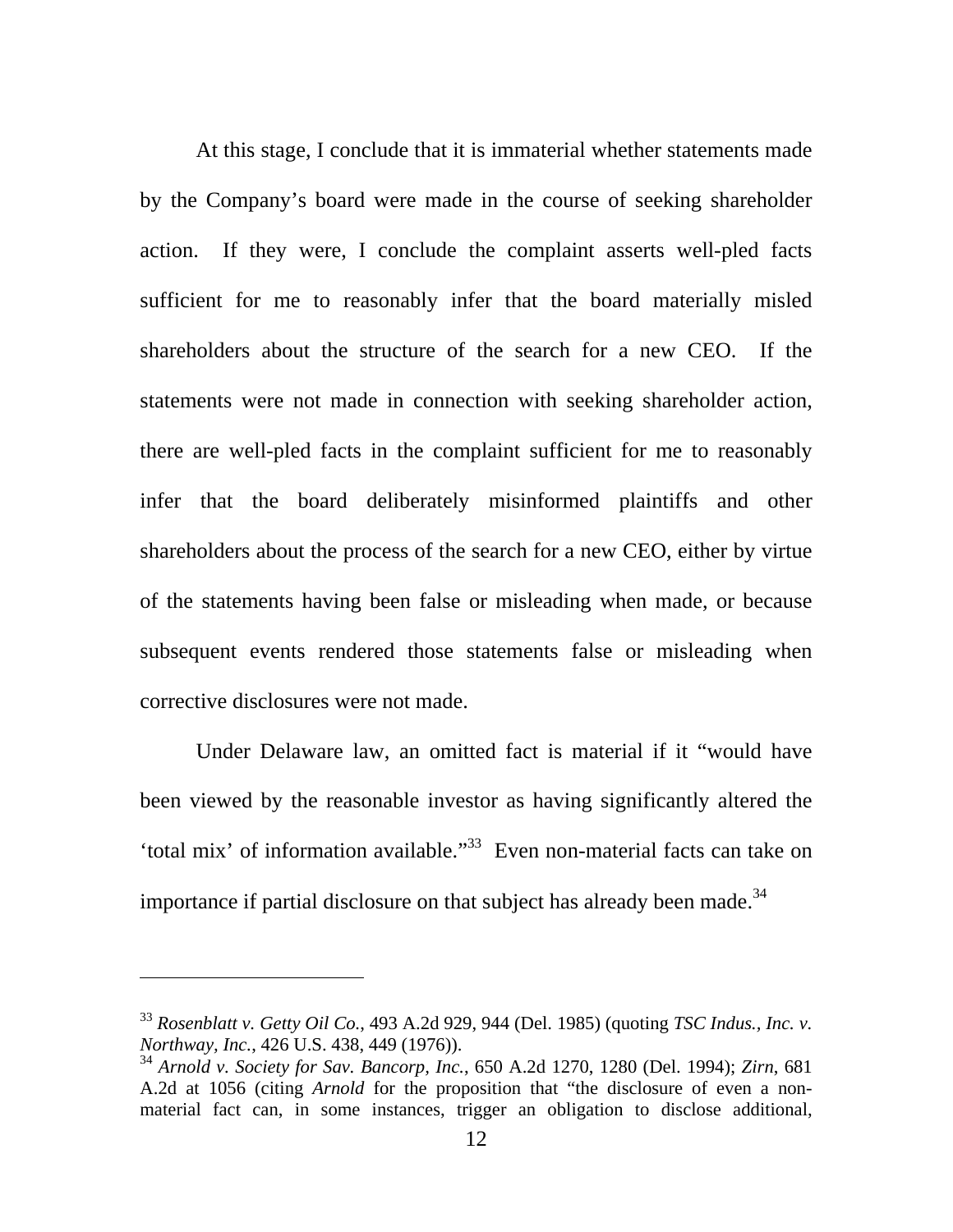At this stage, I conclude that it is immaterial whether statements made by the Company's board were made in the course of seeking shareholder action. If they were, I conclude the complaint asserts well-pled facts sufficient for me to reasonably infer that the board materially misled shareholders about the structure of the search for a new CEO. If the statements were not made in connection with seeking shareholder action, there are well-pled facts in the complaint sufficient for me to reasonably infer that the board deliberately misinformed plaintiffs and other shareholders about the process of the search for a new CEO, either by virtue of the statements having been false or misleading when made, or because subsequent events rendered those statements false or misleading when corrective disclosures were not made.

Under Delaware law, an omitted fact is material if it "would have been viewed by the reasonable investor as having significantly altered the 'total mix' of information available."[33] Even non-material facts can take on importance if partial disclosure on that subject has already been made.[34]

---

[33] *Rosenblatt v. Getty Oil Co.*, 493 A.2d 929, 944 (Del. 1985) (quoting *TSC Indus., Inc. v. Northway, Inc.*, 426 U.S. 438, 449 (1976)).

[34] *Arnold v. Society for Sav. Bancorp, Inc.*, 650 A.2d 1270, 1280 (Del. 1994); *Zirn*, 681 A.2d at 1056 (citing *Arnold* for the proposition that "the disclosure of even a non-material fact can, in some instances, trigger an obligation to disclose additional,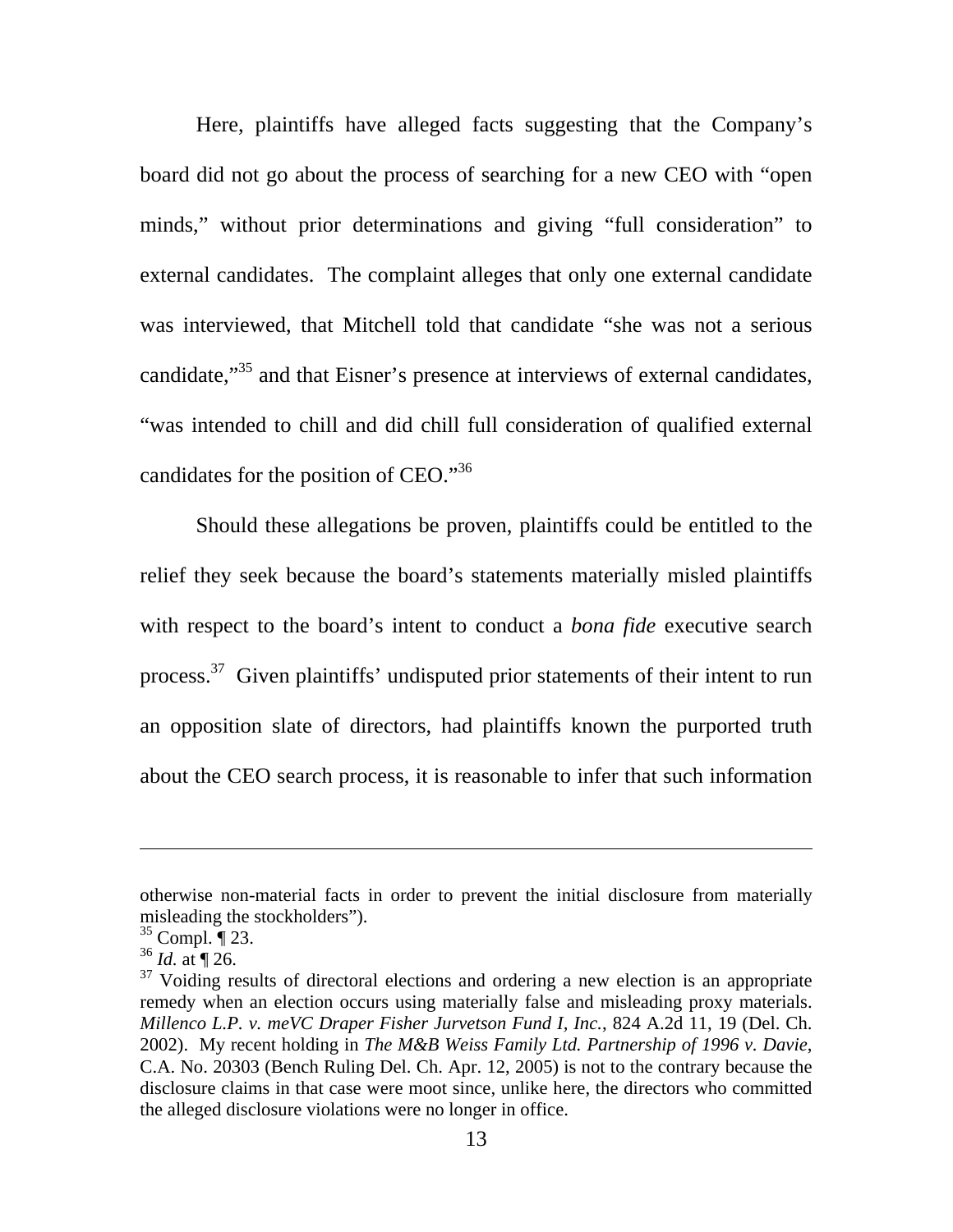Here, plaintiffs have alleged facts suggesting that the Company's board did not go about the process of searching for a new CEO with "open minds," without prior determinations and giving "full consideration" to external candidates. The complaint alleges that only one external candidate was interviewed, that Mitchell told that candidate "she was not a serious candidate,"[35] and that Eisner's presence at interviews of external candidates, "was intended to chill and did chill full consideration of qualified external candidates for the position of CEO."[36]

Should these allegations be proven, plaintiffs could be entitled to the relief they seek because the board's statements materially misled plaintiffs with respect to the board's intent to conduct a *bona fide* executive search process.[37] Given plaintiffs' undisputed prior statements of their intent to run an opposition slate of directors, had plaintiffs known the purported truth about the CEO search process, it is reasonable to infer that such information

---

otherwise non-material facts in order to prevent the initial disclosure from materially misleading the stockholders").

[35] Compl. ¶ 23.

[36] *Id.* at ¶ 26.

[37] Voiding results of directoral elections and ordering a new election is an appropriate remedy when an election occurs using materially false and misleading proxy materials. *Millenco L.P. v. meVC Draper Fisher Jurvetson Fund I, Inc.*, 824 A.2d 11, 19 (Del. Ch. 2002). My recent holding in *The M&B Weiss Family Ltd. Partnership of 1996 v. Davie*, C.A. No. 20303 (Bench Ruling Del. Ch. Apr. 12, 2005) is not to the contrary because the disclosure claims in that case were moot since, unlike here, the directors who committed the alleged disclosure violations were no longer in office.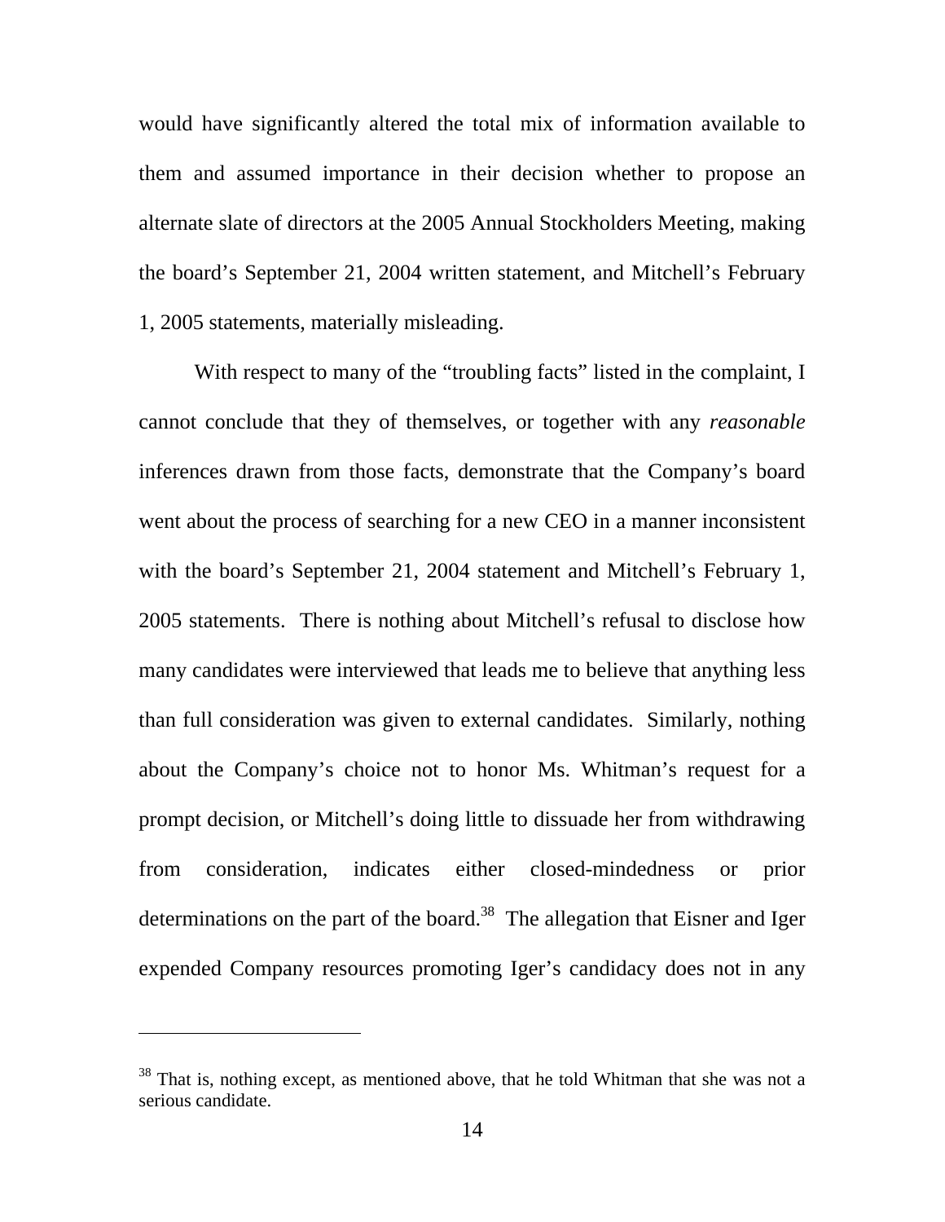would have significantly altered the total mix of information available to them and assumed importance in their decision whether to propose an alternate slate of directors at the 2005 Annual Stockholders Meeting, making the board's September 21, 2004 written statement, and Mitchell's February 1, 2005 statements, materially misleading.

With respect to many of the "troubling facts" listed in the complaint, I cannot conclude that they of themselves, or together with any *reasonable* inferences drawn from those facts, demonstrate that the Company's board went about the process of searching for a new CEO in a manner inconsistent with the board's September 21, 2004 statement and Mitchell's February 1, 2005 statements. There is nothing about Mitchell's refusal to disclose how many candidates were interviewed that leads me to believe that anything less than full consideration was given to external candidates. Similarly, nothing about the Company's choice not to honor Ms. Whitman's request for a prompt decision, or Mitchell's doing little to dissuade her from withdrawing from consideration, indicates either closed-mindedness or prior determinations on the part of the board.[38] The allegation that Eisner and Iger expended Company resources promoting Iger's candidacy does not in any

[38] That is, nothing except, as mentioned above, that he told Whitman that she was not a serious candidate.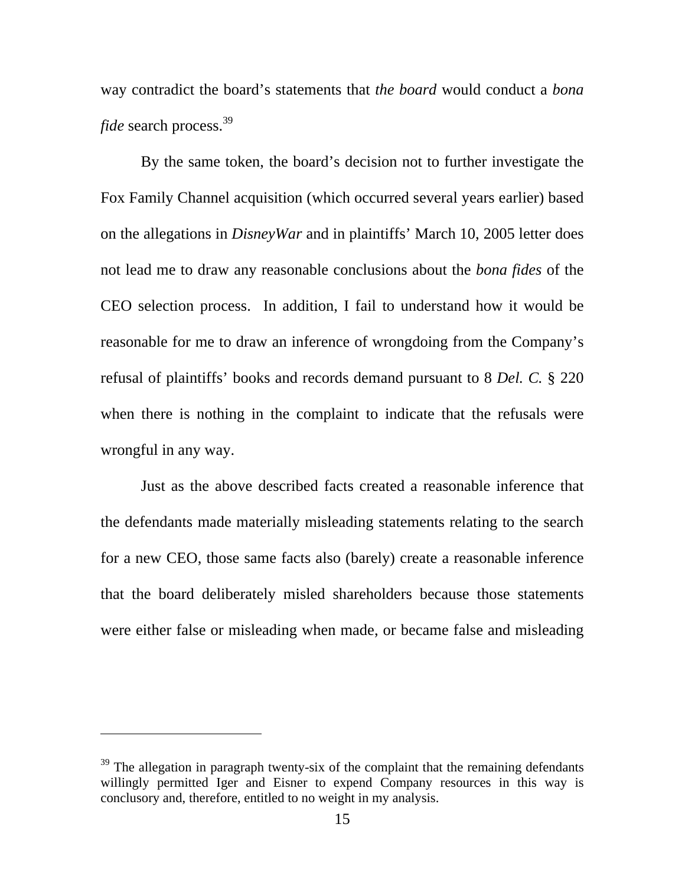way contradict the board's statements that *the board* would conduct a *bona fide* search process.[39]

By the same token, the board's decision not to further investigate the Fox Family Channel acquisition (which occurred several years earlier) based on the allegations in *DisneyWar* and in plaintiffs' March 10, 2005 letter does not lead me to draw any reasonable conclusions about the *bona fides* of the CEO selection process. In addition, I fail to understand how it would be reasonable for me to draw an inference of wrongdoing from the Company's refusal of plaintiffs' books and records demand pursuant to 8 *Del. C.* § 220 when there is nothing in the complaint to indicate that the refusals were wrongful in any way.

Just as the above described facts created a reasonable inference that the defendants made materially misleading statements relating to the search for a new CEO, those same facts also (barely) create a reasonable inference that the board deliberately misled shareholders because those statements were either false or misleading when made, or became false and misleading

---

[39] The allegation in paragraph twenty-six of the complaint that the remaining defendants willingly permitted Iger and Eisner to expend Company resources in this way is conclusory and, therefore, entitled to no weight in my analysis.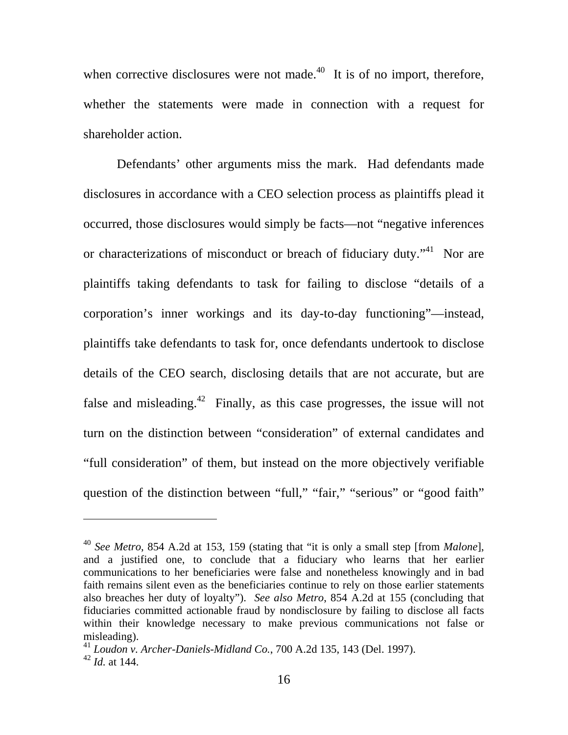when corrective disclosures were not made.[40] It is of no import, therefore, whether the statements were made in connection with a request for shareholder action.

Defendants' other arguments miss the mark. Had defendants made disclosures in accordance with a CEO selection process as plaintiffs plead it occurred, those disclosures would simply be facts—not "negative inferences or characterizations of misconduct or breach of fiduciary duty."[41] Nor are plaintiffs taking defendants to task for failing to disclose "details of a corporation's inner workings and its day-to-day functioning"—instead, plaintiffs take defendants to task for, once defendants undertook to disclose details of the CEO search, disclosing details that are not accurate, but are false and misleading.[42] Finally, as this case progresses, the issue will not turn on the distinction between "consideration" of external candidates and "full consideration" of them, but instead on the more objectively verifiable question of the distinction between "full," "fair," "serious" or "good faith"

---

[40] *See Metro*, 854 A.2d at 153, 159 (stating that "it is only a small step [from *Malone*], and a justified one, to conclude that a fiduciary who learns that her earlier communications to her beneficiaries were false and nonetheless knowingly and in bad faith remains silent even as the beneficiaries continue to rely on those earlier statements also breaches her duty of loyalty"). *See also Metro*, 854 A.2d at 155 (concluding that fiduciaries committed actionable fraud by nondisclosure by failing to disclose all facts within their knowledge necessary to make previous communications not false or misleading).

[41] *Loudon v. Archer-Daniels-Midland Co.*, 700 A.2d 135, 143 (Del. 1997).

[42] *Id.* at 144.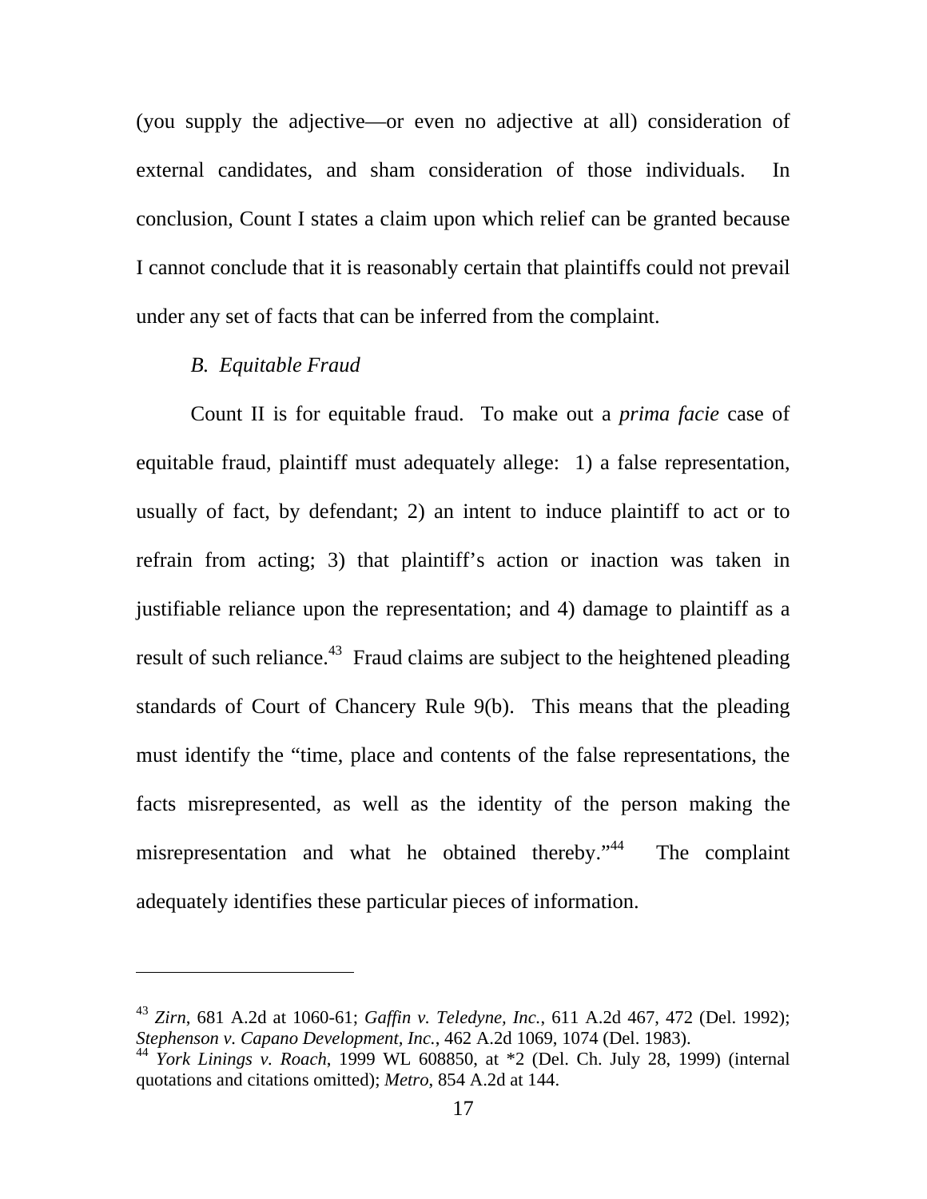(you supply the adjective—or even no adjective at all) consideration of external candidates, and sham consideration of those individuals. In conclusion, Count I states a claim upon which relief can be granted because I cannot conclude that it is reasonably certain that plaintiffs could not prevail under any set of facts that can be inferred from the complaint.

*B. Equitable Fraud*

Count II is for equitable fraud. To make out a *prima facie* case of equitable fraud, plaintiff must adequately allege: 1) a false representation, usually of fact, by defendant; 2) an intent to induce plaintiff to act or to refrain from acting; 3) that plaintiff's action or inaction was taken in justifiable reliance upon the representation; and 4) damage to plaintiff as a result of such reliance.[43] Fraud claims are subject to the heightened pleading standards of Court of Chancery Rule 9(b). This means that the pleading must identify the "time, place and contents of the false representations, the facts misrepresented, as well as the identity of the person making the misrepresentation and what he obtained thereby."[44] The complaint adequately identifies these particular pieces of information.

---

[43] *Zirn*, 681 A.2d at 1060-61; *Gaffin v. Teledyne, Inc.*, 611 A.2d 467, 472 (Del. 1992); *Stephenson v. Capano Development, Inc.*, 462 A.2d 1069, 1074 (Del. 1983).

[44] *York Linings v. Roach*, 1999 WL 608850, at *2 (Del. Ch. July 28, 1999) (internal quotations and citations omitted); *Metro*, 854 A.2d at 144.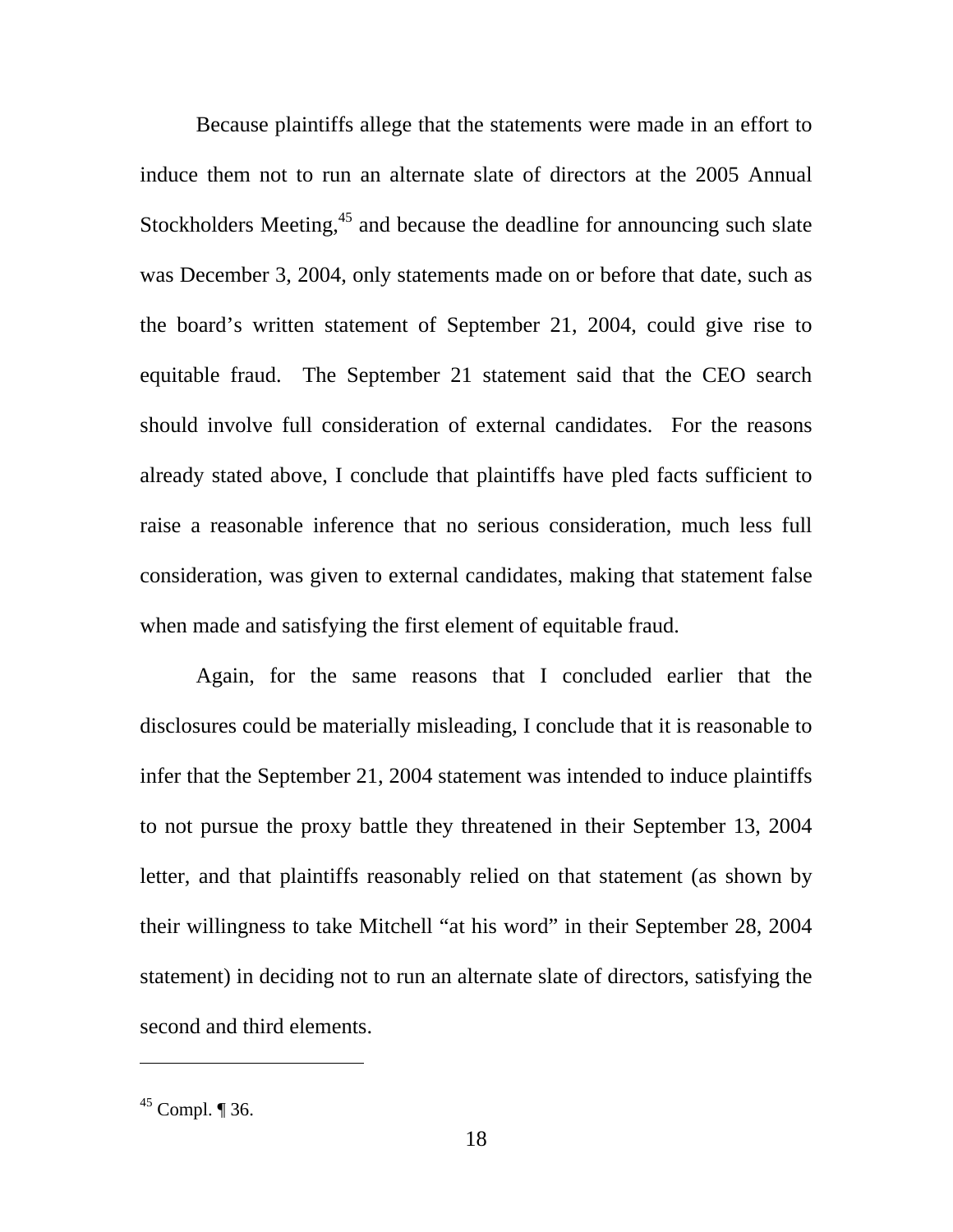Because plaintiffs allege that the statements were made in an effort to induce them not to run an alternate slate of directors at the 2005 Annual Stockholders Meeting,[45] and because the deadline for announcing such slate was December 3, 2004, only statements made on or before that date, such as the board's written statement of September 21, 2004, could give rise to equitable fraud. The September 21 statement said that the CEO search should involve full consideration of external candidates. For the reasons already stated above, I conclude that plaintiffs have pled facts sufficient to raise a reasonable inference that no serious consideration, much less full consideration, was given to external candidates, making that statement false when made and satisfying the first element of equitable fraud.

Again, for the same reasons that I concluded earlier that the disclosures could be materially misleading, I conclude that it is reasonable to infer that the September 21, 2004 statement was intended to induce plaintiffs to not pursue the proxy battle they threatened in their September 13, 2004 letter, and that plaintiffs reasonably relied on that statement (as shown by their willingness to take Mitchell "at his word" in their September 28, 2004 statement) in deciding not to run an alternate slate of directors, satisfying the second and third elements.

---

[45] Compl. ¶ 36.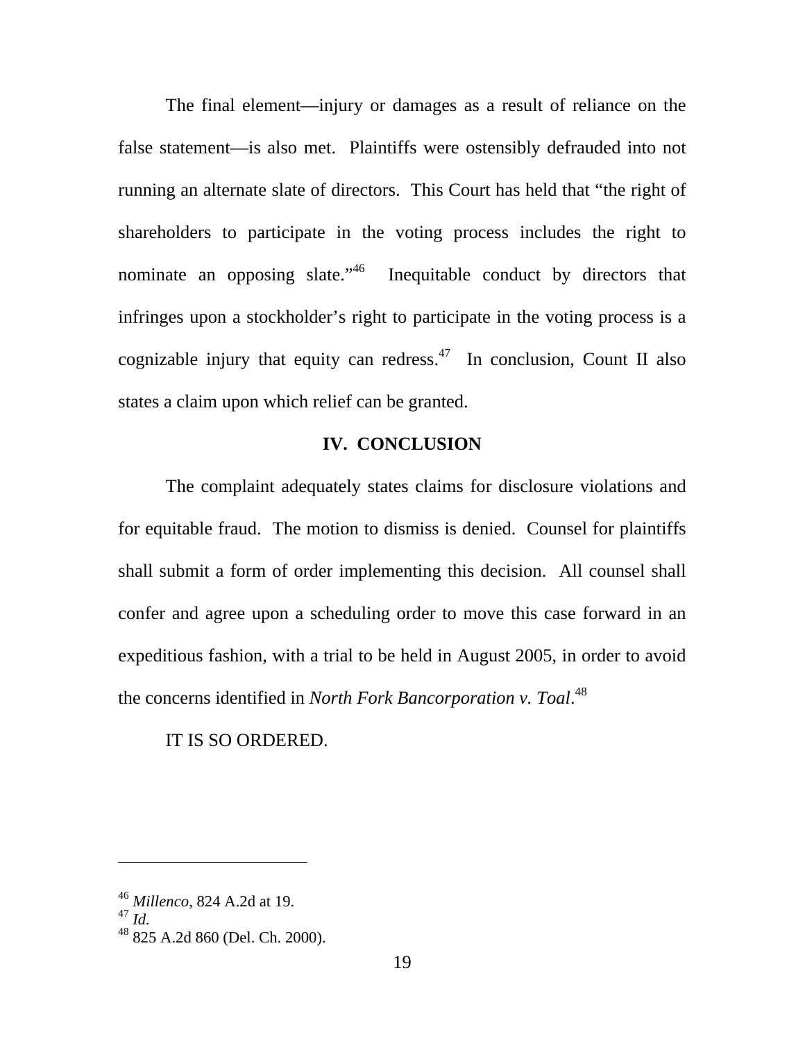The final element—injury or damages as a result of reliance on the false statement—is also met. Plaintiffs were ostensibly defrauded into not running an alternate slate of directors. This Court has held that "the right of shareholders to participate in the voting process includes the right to nominate an opposing slate."[46] Inequitable conduct by directors that infringes upon a stockholder's right to participate in the voting process is a cognizable injury that equity can redress.[47] In conclusion, Count II also states a claim upon which relief can be granted.

## IV. CONCLUSION

The complaint adequately states claims for disclosure violations and for equitable fraud. The motion to dismiss is denied. Counsel for plaintiffs shall submit a form of order implementing this decision. All counsel shall confer and agree upon a scheduling order to move this case forward in an expeditious fashion, with a trial to be held in August 2005, in order to avoid the concerns identified in *North Fork Bancorporation v. Toal*.[48]

IT IS SO ORDERED.

---

[46] *Millenco*, 824 A.2d at 19.
[47] *Id.*
[48] 825 A.2d 860 (Del. Ch. 2000).